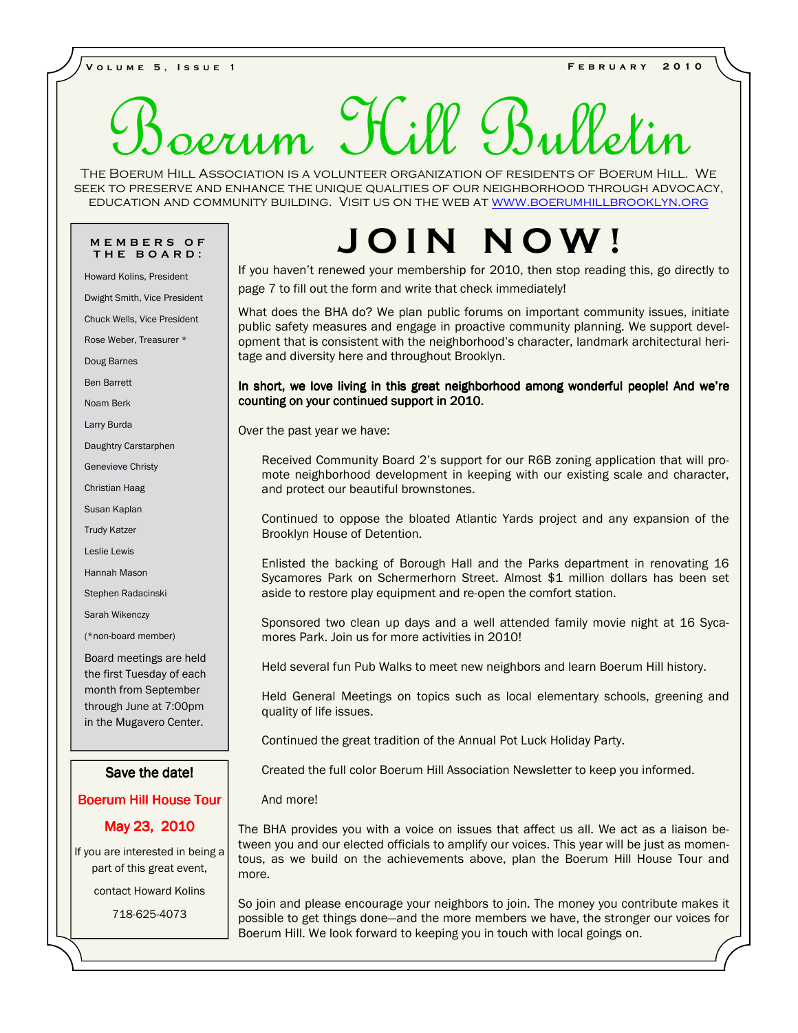# Boerum Hill Bulletin

The Boerum Hill Association is a volunteer organization of residents of Boerum Hill. We seek to preserve and enhance the unique qualities of our neighborhood through advocacy, education and community building. Visit us on the web at www.boerumhillbrooklyn.org

# JOIN NOW!

If you haven't renewed your membership for 2010, then stop reading this, go directly to page 7 to fill out the form and write that check immediately!

What does the BHA do? We plan public forums on important community issues, initiate public safety measures and engage in proactive community planning. We support development that is consistent with the neighborhood's character, landmark architectural heritage and diversity here and throughout Brooklyn.

**In short, we love living in this great neighborhood among wonderful people! And we're counting on your continued support in 2010.**

Over the past year we have:

- Received Community Board 2's support for our R6B zoning application that will promote neighborhood development in keeping with our existing scale and character, and protect our beautiful brownstones.
- Continued to oppose the bloated Atlantic Yards project and any expansion of the Brooklyn House of Detention.
- Enlisted the backing of Borough Hall and the Parks department in renovating 16 Sycamores Park on Schermerhorn Street. Almost $1 million dollars has been set aside to restore play equipment and re-open the comfort station.
- Sponsored two clean up days and a well attended family movie night at 16 Sycamores Park. Join us for more activities in 2010!
- Held several fun Pub Walks to meet new neighbors and learn Boerum Hill history.
- Held General Meetings on topics such as local elementary schools, greening and quality of life issues.
- Continued the great tradition of the Annual Pot Luck Holiday Party.
- Created the full color Boerum Hill Association Newsletter to keep you informed.
- And more!

The BHA provides you with a voice on issues that affect us all. We act as a liaison between you and our elected officials to amplify our voices. This year will be just as momentous, as we build on the achievements above, plan the Boerum Hill House Tour and more.

So join and please encourage your neighbors to join. The money you contribute makes it possible to get things done—and the more members we have, the stronger our voices for Boerum Hill. We look forward to keeping you in touch with local goings on.

---

**MEMBERS OF THE BOARD:**

Howard Kolins, President
Dwight Smith, Vice President
Chuck Wells, Vice President
Rose Weber, Treasurer *
Doug Barnes
Ben Barrett
Noam Berk
Larry Burda
Daughtry Carstarphen
Genevieve Christy
Christian Haag
Susan Kaplan
Trudy Katzer
Leslie Lewis
Hannah Mason
Stephen Radacinski
Sarah Wikenczy
(*non-board member)

Board meetings are held the first Tuesday of each month from September through June at 7:00pm in the Mugavero Center.

---

**Save the date!**

**Boerum Hill House Tour**

**May 23, 2010**

If you are interested in being a part of this great event, contact Howard Kolins 718-625-4073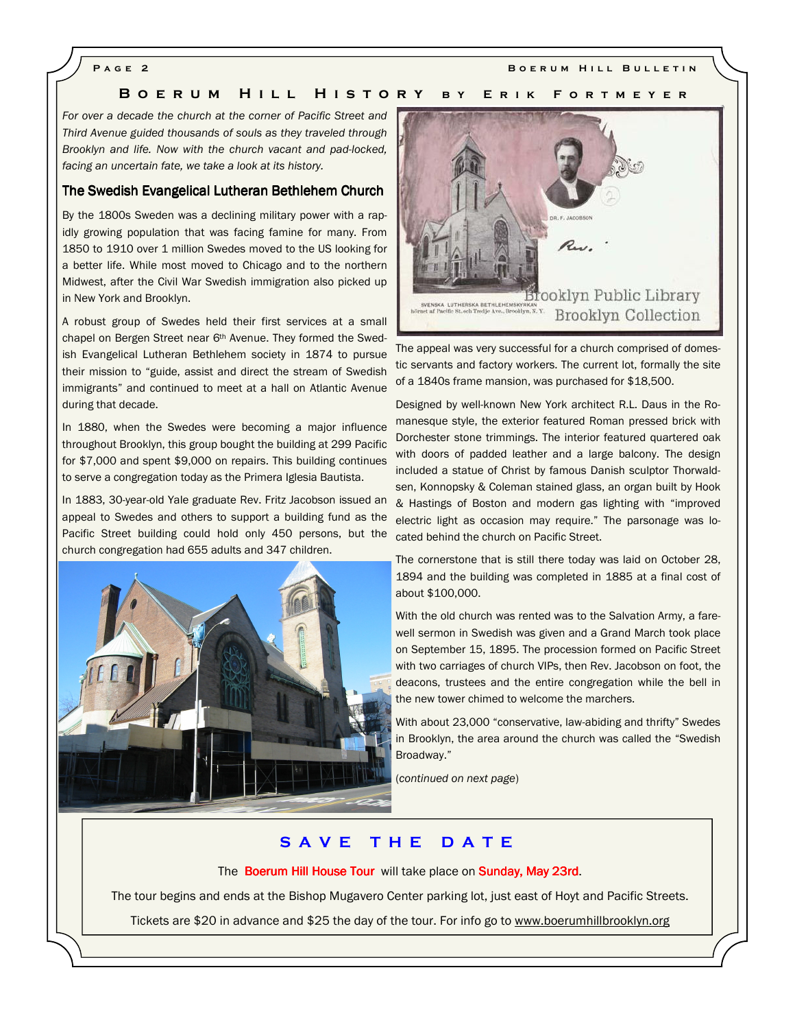## Boerum Hill History by Erik Fortmeyer

*For over a decade the church at the corner of Pacific Street and Third Avenue guided thousands of souls as they traveled through Brooklyn and life. Now with the church vacant and pad-locked, facing an uncertain fate, we take a look at its history.*

### The Swedish Evangelical Lutheran Bethlehem Church

By the 1800s Sweden was a declining military power with a rapidly growing population that was facing famine for many. From 1850 to 1910 over 1 million Swedes moved to the US looking for a better life. While most moved to Chicago and to the northern Midwest, after the Civil War Swedish immigration also picked up in New York and Brooklyn.

A robust group of Swedes held their first services at a small chapel on Bergen Street near 6th Avenue. They formed the Swedish Evangelical Lutheran Bethlehem society in 1874 to pursue their mission to "guide, assist and direct the stream of Swedish immigrants" and continued to meet at a hall on Atlantic Avenue during that decade.

In 1880, when the Swedes were becoming a major influence throughout Brooklyn, this group bought the building at 299 Pacific for $7,000 and spent $9,000 on repairs. This building continues to serve a congregation today as the Primera Iglesia Bautista.

In 1883, 30-year-old Yale graduate Rev. Fritz Jacobson issued an appeal to Swedes and others to support a building fund as the Pacific Street building could hold only 450 persons, but the church congregation had 655 adults and 347 children.

The appeal was very successful for a church comprised of domestic servants and factory workers. The current lot, formally the site of a 1840s frame mansion, was purchased for $18,500.

Designed by well-known New York architect R.L. Daus in the Romanesque style, the exterior featured Roman pressed brick with Dorchester stone trimmings. The interior featured quartered oak with doors of padded leather and a large balcony. The design included a statue of Christ by famous Danish sculptor Thorwaldsen, Konnopsky & Coleman stained glass, an organ built by Hook & Hastings of Boston and modern gas lighting with "improved electric light as occasion may require." The parsonage was located behind the church on Pacific Street.

The cornerstone that is still there today was laid on October 28, 1894 and the building was completed in 1885 at a final cost of about $100,000.

With the old church was rented was to the Salvation Army, a farewell sermon in Swedish was given and a Grand March took place on September 15, 1895. The procession formed on Pacific Street with two carriages of church VIPs, then Rev. Jacobson on foot, the deacons, trustees and the entire congregation while the bell in the new tower chimed to welcome the marchers.

With about 23,000 "conservative, law-abiding and thrifty" Swedes in Brooklyn, the area around the church was called the "Swedish Broadway."

(*continued on next page*)

---

## SAVE THE DATE

The **Boerum Hill House Tour** will take place on **Sunday, May 23rd**.

The tour begins and ends at the Bishop Mugavero Center parking lot, just east of Hoyt and Pacific Streets.

Tickets are $20 in advance and $25 the day of the tour. For info go to www.boerumhillbrooklyn.org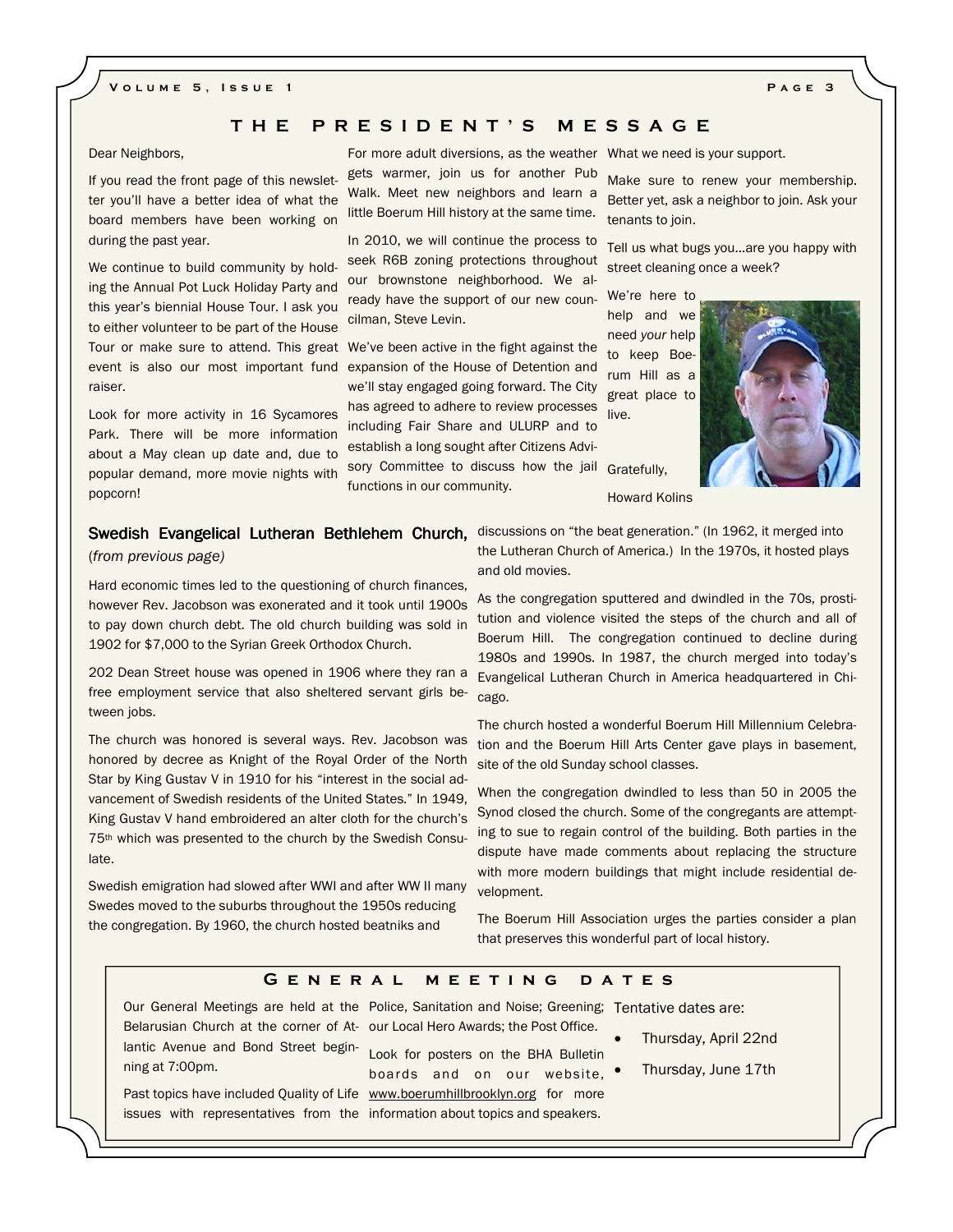## THE PRESIDENT'S MESSAGE

Dear Neighbors,

If you read the front page of this newsletter you'll have a better idea of what the board members have been working on during the past year.

We continue to build community by holding the Annual Pot Luck Holiday Party and this year's biennial House Tour. I ask you to either volunteer to be part of the House Tour or make sure to attend. This great event is also our most important fund raiser.

Look for more activity in 16 Sycamores Park. There will be more information about a May clean up date and, due to popular demand, more movie nights with popcorn!

For more adult diversions, as the weather gets warmer, join us for another Pub Walk. Meet new neighbors and learn a little Boerum Hill history at the same time.

In 2010, we will continue the process to seek R6B zoning protections throughout our brownstone neighborhood. We already have the support of our new councilman, Steve Levin.

We've been active in the fight against the expansion of the House of Detention and we'll stay engaged going forward. The City has agreed to adhere to review processes including Fair Share and ULURP and to establish a long sought after Citizens Advisory Committee to discuss how the jail functions in our community.

What we need is your support.

Make sure to renew your membership. Better yet, ask a neighbor to join. Ask your tenants to join.

Tell us what bugs you…are you happy with street cleaning once a week?

We're here to help and we need *your* help to keep Boerum Hill as a great place to live.

Gratefully,

Howard Kolins

## Swedish Evangelical Lutheran Bethlehem Church,

(*from previous page)*

Hard economic times led to the questioning of church finances, however Rev. Jacobson was exonerated and it took until 1900s to pay down church debt. The old church building was sold in 1902 for $7,000 to the Syrian Greek Orthodox Church.

202 Dean Street house was opened in 1906 where they ran a free employment service that also sheltered servant girls between jobs.

The church was honored is several ways. Rev. Jacobson was honored by decree as Knight of the Royal Order of the North Star by King Gustav V in 1910 for his "interest in the social advancement of Swedish residents of the United States." In 1949, King Gustav V hand embroidered an alter cloth for the church's 75th which was presented to the church by the Swedish Consulate.

Swedish emigration had slowed after WWI and after WW II many Swedes moved to the suburbs throughout the 1950s reducing the congregation. By 1960, the church hosted beatniks and discussions on "the beat generation." (In 1962, it merged into the Lutheran Church of America.) In the 1970s, it hosted plays and old movies.

As the congregation sputtered and dwindled in the 70s, prostitution and violence visited the steps of the church and all of Boerum Hill. The congregation continued to decline during 1980s and 1990s. In 1987, the church merged into today's Evangelical Lutheran Church in America headquartered in Chicago.

The church hosted a wonderful Boerum Hill Millennium Celebration and the Boerum Hill Arts Center gave plays in basement, site of the old Sunday school classes.

When the congregation dwindled to less than 50 in 2005 the Synod closed the church. Some of the congregants are attempting to sue to regain control of the building. Both parties in the dispute have made comments about replacing the structure with more modern buildings that might include residential development.

The Boerum Hill Association urges the parties consider a plan that preserves this wonderful part of local history.

## GENERAL MEETING DATES

Our General Meetings are held at the Belarusian Church at the corner of Atlantic Avenue and Bond Street beginning at 7:00pm.

Past topics have included Quality of Life issues with representatives from the Police, Sanitation and Noise; Greening; our Local Hero Awards; the Post Office.

Look for posters on the BHA Bulletin boards and on our website, www.boerumhillbrooklyn.org for more information about topics and speakers.

Tentative dates are:

- Thursday, April 22nd
- Thursday, June 17th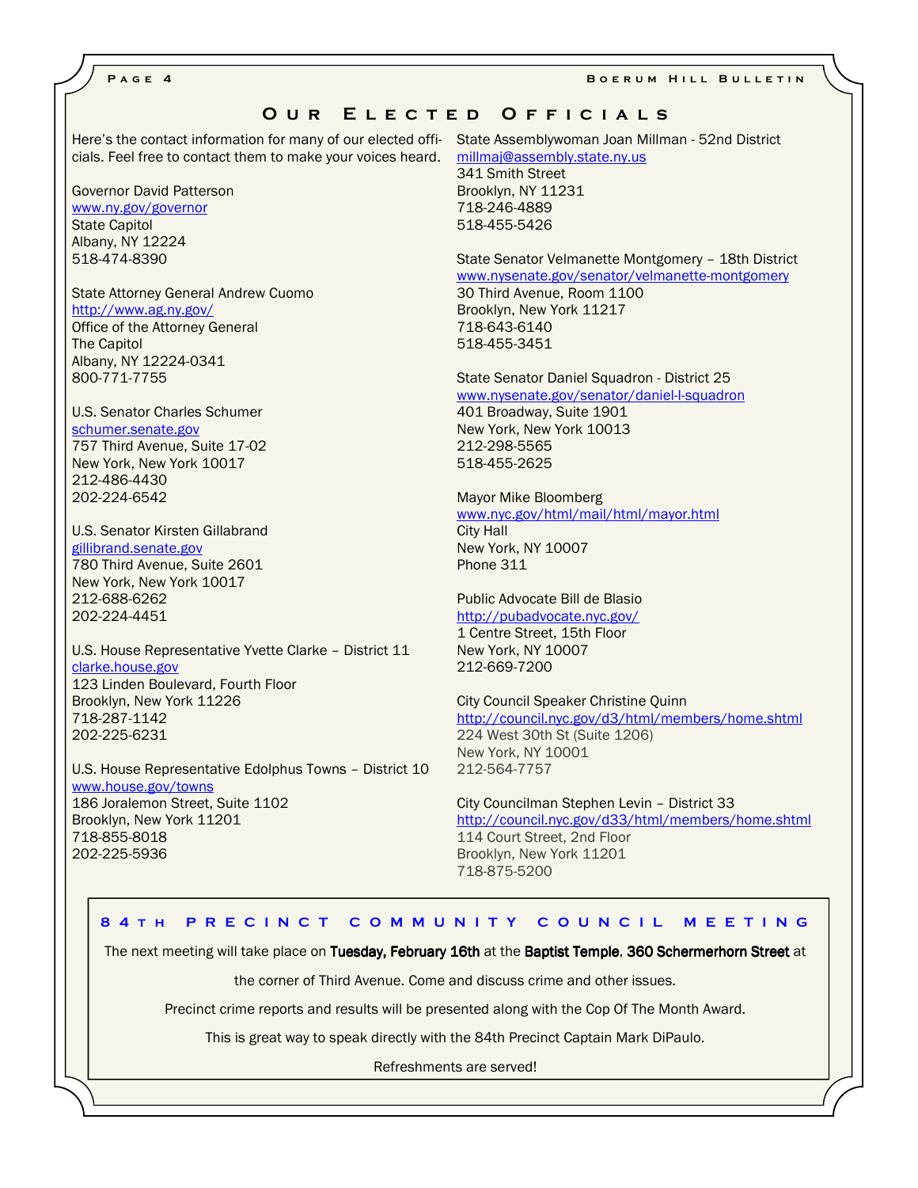## Our Elected Officials

Here's the contact information for many of our elected officials. Feel free to contact them to make your voices heard.

Governor David Patterson
www.ny.gov/governor
State Capitol
Albany, NY 12224
518-474-8390

State Attorney General Andrew Cuomo
http://www.ag.ny.gov/
Office of the Attorney General
The Capitol
Albany, NY 12224-0341
800-771-7755

U.S. Senator Charles Schumer
schumer.senate.gov
757 Third Avenue, Suite 17-02
New York, New York 10017
212-486-4430
202-224-6542

U.S. Senator Kirsten Gillabrand
gillibrand.senate.gov
780 Third Avenue, Suite 2601
New York, New York 10017
212-688-6262
202-224-4451

U.S. House Representative Yvette Clarke – District 11
clarke.house.gov
123 Linden Boulevard, Fourth Floor
Brooklyn, New York 11226
718-287-1142
202-225-6231

U.S. House Representative Edolphus Towns – District 10
www.house.gov/towns
186 Joralemon Street, Suite 1102
Brooklyn, New York 11201
718-855-8018
202-225-5936

State Assemblywoman Joan Millman - 52nd District
millmaj@assembly.state.ny.us
341 Smith Street
Brooklyn, NY 11231
718-246-4889
518-455-5426

State Senator Velmanette Montgomery – 18th District
www.nysenate.gov/senator/velmanette-montgomery
30 Third Avenue, Room 1100
Brooklyn, New York 11217
718-643-6140
518-455-3451

State Senator Daniel Squadron - District 25
www.nysenate.gov/senator/daniel-l-squadron
401 Broadway, Suite 1901
New York, New York 10013
212-298-5565
518-455-2625

Mayor Mike Bloomberg
www.nyc.gov/html/mail/html/mayor.html
City Hall
New York, NY 10007
Phone 311

Public Advocate Bill de Blasio
http://pubadvocate.nyc.gov/
1 Centre Street, 15th Floor
New York, NY 10007
212-669-7200

City Council Speaker Christine Quinn
http://council.nyc.gov/d3/html/members/home.shtml
224 West 30th St (Suite 1206)
New York, NY 10001
212-564-7757

City Councilman Stephen Levin – District 33
http://council.nyc.gov/d33/html/members/home.shtml
114 Court Street, 2nd Floor
Brooklyn, New York 11201
718-875-5200

### 84th Precinct Community Council Meeting

The next meeting will take place on **Tuesday, February 16th** at the **Baptist Temple**, **360 Schermerhorn Street** at the corner of Third Avenue. Come and discuss crime and other issues.

Precinct crime reports and results will be presented along with the Cop Of The Month Award.

This is great way to speak directly with the 84th Precinct Captain Mark DiPaulo.

Refreshments are served!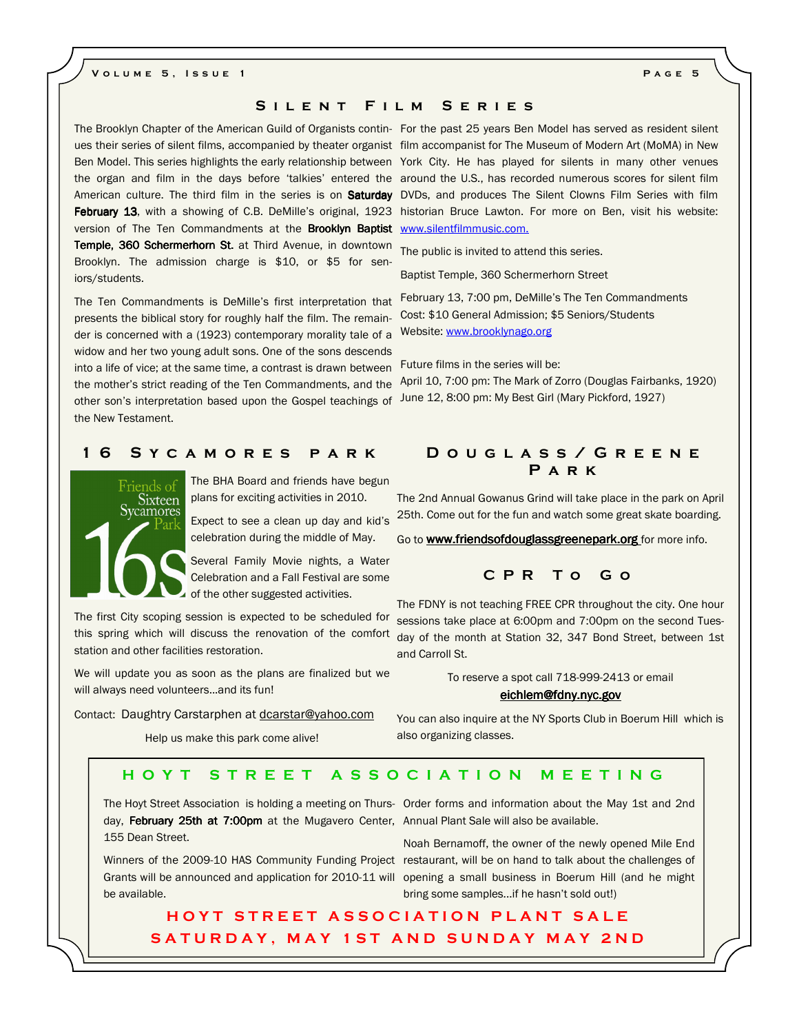## Silent Film Series

The Brooklyn Chapter of the American Guild of Organists continues their series of silent films, accompanied by theater organist Ben Model. This series highlights the early relationship between the organ and film in the days before 'talkies' entered the American culture. The third film in the series is on **Saturday February 13**, with a showing of C.B. DeMille's original, 1923 version of The Ten Commandments at the **Brooklyn Baptist Temple, 360 Schermerhorn St.** at Third Avenue, in downtown Brooklyn. The admission charge is $10, or $5 for seniors/students.

The Ten Commandments is DeMille's first interpretation that presents the biblical story for roughly half the film. The remainder is concerned with a (1923) contemporary morality tale of a widow and her two young adult sons. One of the sons descends into a life of vice; at the same time, a contrast is drawn between the mother's strict reading of the Ten Commandments, and the other son's interpretation based upon the Gospel teachings of the New Testament.

For the past 25 years Ben Model has served as resident silent film accompanist for The Museum of Modern Art (MoMA) in New York City. He has played for silents in many other venues around the U.S., has recorded numerous scores for silent film DVDs, and produces The Silent Clowns Film Series with film historian Bruce Lawton. For more on Ben, visit his website: www.silentfilmmusic.com.

The public is invited to attend this series.

Baptist Temple, 360 Schermerhorn Street

February 13, 7:00 pm, DeMille's The Ten Commandments
Cost: $10 General Admission; $5 Seniors/Students
Website: www.brooklynago.org

Future films in the series will be:
April 10, 7:00 pm: The Mark of Zorro (Douglas Fairbanks, 1920)
June 12, 8:00 pm: My Best Girl (Mary Pickford, 1927)

## 16 Sycamores Park

Friends of Sixteen Sycamores Park 16s

The BHA Board and friends have begun plans for exciting activities in 2010.

Expect to see a clean up day and kid's celebration during the middle of May.

Several Family Movie nights, a Water Celebration and a Fall Festival are some of the other suggested activities.

The first City scoping session is expected to be scheduled for this spring which will discuss the renovation of the comfort station and other facilities restoration.

We will update you as soon as the plans are finalized but we will always need volunteers...and its fun!

Contact: Daughtry Carstarphen at dcarstar@yahoo.com

Help us make this park come alive!

## Douglass/Greene Park

The 2nd Annual Gowanus Grind will take place in the park on April 25th. Come out for the fun and watch some great skate boarding.

Go to **www.friendsofdouglassgreenepark.org** for more info.

## CPR To Go

The FDNY is not teaching FREE CPR throughout the city. One hour sessions take place at 6:00pm and 7:00pm on the second Tuesday of the month at Station 32, 347 Bond Street, between 1st and Carroll St.

To reserve a spot call 718-999-2413 or email **eichlem@fdny.nyc.gov**

You can also inquire at the NY Sports Club in Boerum Hill which is also organizing classes.

## Hoyt Street Association Meeting

The Hoyt Street Association is holding a meeting on Thursday, **February 25th at 7:00pm** at the Mugavero Center, 155 Dean Street.

Winners of the 2009-10 HAS Community Funding Project Grants will be announced and application for 2010-11 will be available.

Order forms and information about the May 1st and 2nd Annual Plant Sale will also be available.

Noah Bernamoff, the owner of the newly opened Mile End restaurant, will be on hand to talk about the challenges of opening a small business in Boerum Hill (and he might bring some samples...if he hasn't sold out!)

**HOYT STREET ASSOCIATION PLANT SALE**
**SATURDAY, MAY 1ST AND SUNDAY MAY 2ND**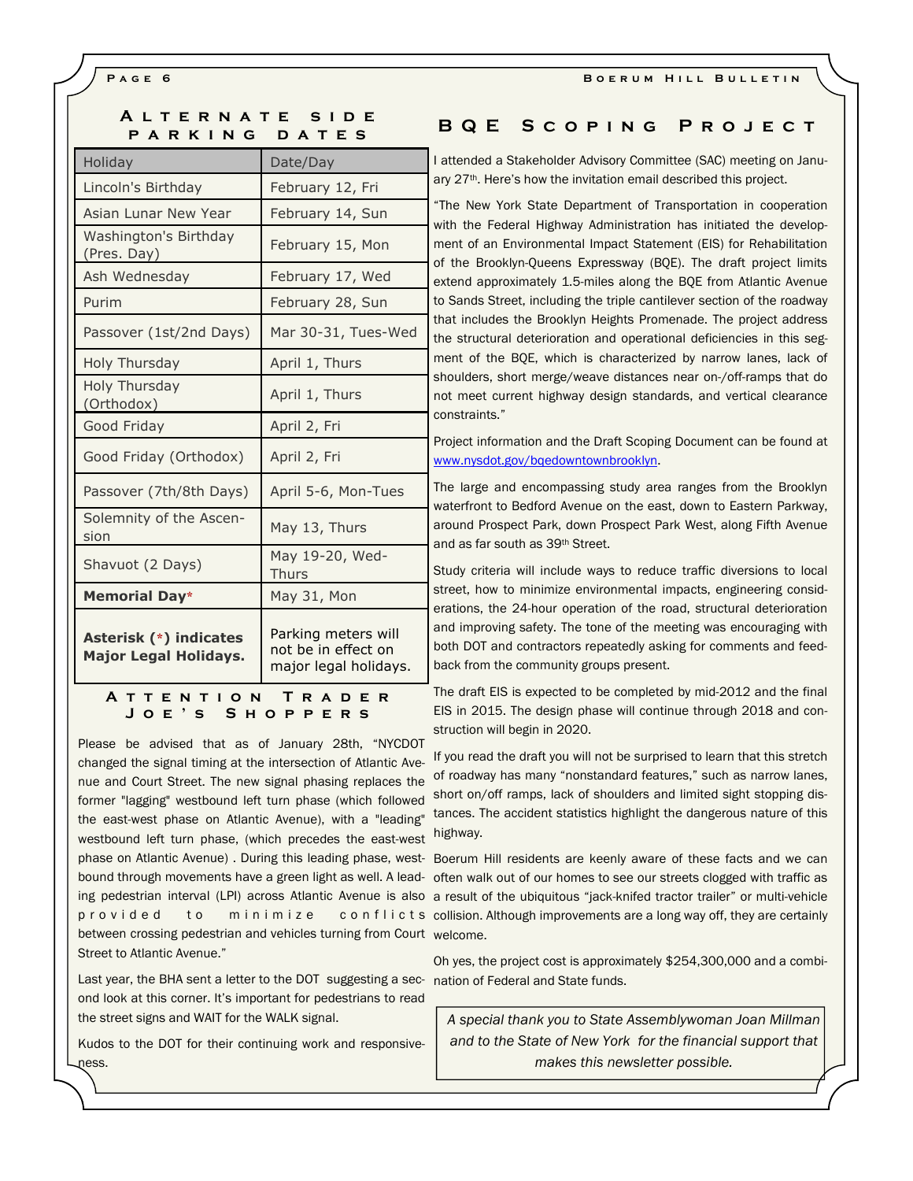## Alternate Side Parking Dates

| Holiday | Date/Day |
|---|---|
| Lincoln's Birthday | February 12, Fri |
| Asian Lunar New Year | February 14, Sun |
| Washington's Birthday (Pres. Day) | February 15, Mon |
| Ash Wednesday | February 17, Wed |
| Purim | February 28, Sun |
| Passover (1st/2nd Days) | Mar 30-31, Tues-Wed |
| Holy Thursday | April 1, Thurs |
| Holy Thursday (Orthodox) | April 1, Thurs |
| Good Friday | April 2, Fri |
| Good Friday (Orthodox) | April 2, Fri |
| Passover (7th/8th Days) | April 5-6, Mon-Tues |
| Solemnity of the Ascension | May 13, Thurs |
| Shavuot (2 Days) | May 19-20, Wed-Thurs |
| **Memorial Day*** | May 31, Mon |
| **Asterisk (*) indicates Major Legal Holidays.** | Parking meters will not be in effect on major legal holidays. |

## Attention Trader Joe's Shoppers

Please be advised that as of January 28th, "NYCDOT changed the signal timing at the intersection of Atlantic Avenue and Court Street. The new signal phasing replaces the former "lagging" westbound left turn phase (which followed the east-west phase on Atlantic Avenue), with a "leading" westbound left turn phase, (which precedes the east-west phase on Atlantic Avenue) . During this leading phase, westbound through movements have a green light as well. A leading pedestrian interval (LPI) across Atlantic Avenue is also provided to minimize conflicts between crossing pedestrian and vehicles turning from Court Street to Atlantic Avenue."

Last year, the BHA sent a letter to the DOT suggesting a second look at this corner. It's important for pedestrians to read the street signs and WAIT for the WALK signal.

Kudos to the DOT for their continuing work and responsiveness.

## BQE Scoping Project

I attended a Stakeholder Advisory Committee (SAC) meeting on January 27th. Here's how the invitation email described this project.

"The New York State Department of Transportation in cooperation with the Federal Highway Administration has initiated the development of an Environmental Impact Statement (EIS) for Rehabilitation of the Brooklyn-Queens Expressway (BQE). The draft project limits extend approximately 1.5-miles along the BQE from Atlantic Avenue to Sands Street, including the triple cantilever section of the roadway that includes the Brooklyn Heights Promenade. The project address the structural deterioration and operational deficiencies in this segment of the BQE, which is characterized by narrow lanes, lack of shoulders, short merge/weave distances near on-/off-ramps that do not meet current highway design standards, and vertical clearance constraints."

Project information and the Draft Scoping Document can be found at www.nysdot.gov/bqedowntownbrooklyn.

The large and encompassing study area ranges from the Brooklyn waterfront to Bedford Avenue on the east, down to Eastern Parkway, around Prospect Park, down Prospect Park West, along Fifth Avenue and as far south as 39th Street.

Study criteria will include ways to reduce traffic diversions to local street, how to minimize environmental impacts, engineering considerations, the 24-hour operation of the road, structural deterioration and improving safety. The tone of the meeting was encouraging with both DOT and contractors repeatedly asking for comments and feedback from the community groups present.

The draft EIS is expected to be completed by mid-2012 and the final EIS in 2015. The design phase will continue through 2018 and construction will begin in 2020.

If you read the draft you will not be surprised to learn that this stretch of roadway has many "nonstandard features," such as narrow lanes, short on/off ramps, lack of shoulders and limited sight stopping distances. The accident statistics highlight the dangerous nature of this highway.

Boerum Hill residents are keenly aware of these facts and we can often walk out of our homes to see our streets clogged with traffic as a result of the ubiquitous "jack-knifed tractor trailer" or multi-vehicle collision. Although improvements are a long way off, they are certainly welcome.

Oh yes, the project cost is approximately $254,300,000 and a combination of Federal and State funds.

*A special thank you to State Assemblywoman Joan Millman and to the State of New York for the financial support that makes this newsletter possible.*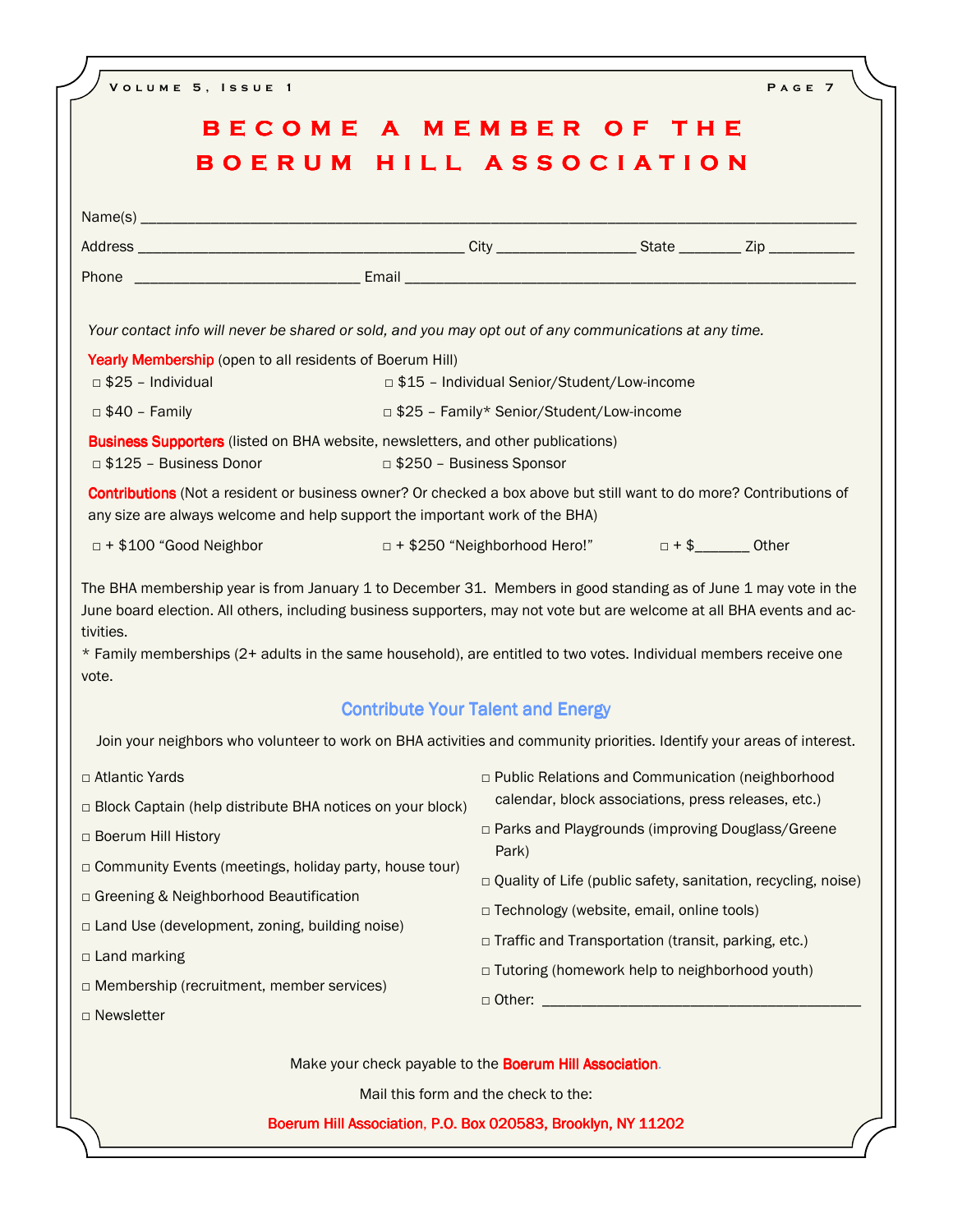# BECOME A MEMBER OF THE BOERUM HILL ASSOCIATION

Name(s) ______________________________________________________________________________________

Address _________________________________________ City _________________ State ________ Zip ___________

Phone ____________________________ Email ________________________________________________________

*Your contact info will never be shared or sold, and you may opt out of any communications at any time.*

**Yearly Membership** (open to all residents of Boerum Hill)

□ $25 – Individual □ $15 – Individual Senior/Student/Low-income

□ $40 – Family □ $25 – Family* Senior/Student/Low-income

**Business Supporters** (listed on BHA website, newsletters, and other publications)

□ $125 – Business Donor □ $250 – Business Sponsor

**Contributions** (Not a resident or business owner? Or checked a box above but still want to do more? Contributions of any size are always welcome and help support the important work of the BHA)

□ + $100 "Good Neighbor □ + $250 "Neighborhood Hero!" □ + $_______ Other

The BHA membership year is from January 1 to December 31. Members in good standing as of June 1 may vote in the June board election. All others, including business supporters, may not vote but are welcome at all BHA events and activities.

* Family memberships (2+ adults in the same household), are entitled to two votes. Individual members receive one vote.

## Contribute Your Talent and Energy

Join your neighbors who volunteer to work on BHA activities and community priorities. Identify your areas of interest.

□ Atlantic Yards

□ Block Captain (help distribute BHA notices on your block)

□ Boerum Hill History

□ Community Events (meetings, holiday party, house tour)

□ Greening & Neighborhood Beautification

□ Land Use (development, zoning, building noise)

□ Land marking

□ Membership (recruitment, member services)

□ Newsletter

□ Public Relations and Communication (neighborhood calendar, block associations, press releases, etc.)

□ Parks and Playgrounds (improving Douglass/Greene Park)

□ Quality of Life (public safety, sanitation, recycling, noise)

□ Technology (website, email, online tools)

□ Traffic and Transportation (transit, parking, etc.)

□ Tutoring (homework help to neighborhood youth)

□ Other: ________________________________________

Make your check payable to the **Boerum Hill Association**.

Mail this form and the check to the:

**Boerum Hill Association, P.O. Box 020583, Brooklyn, NY 11202**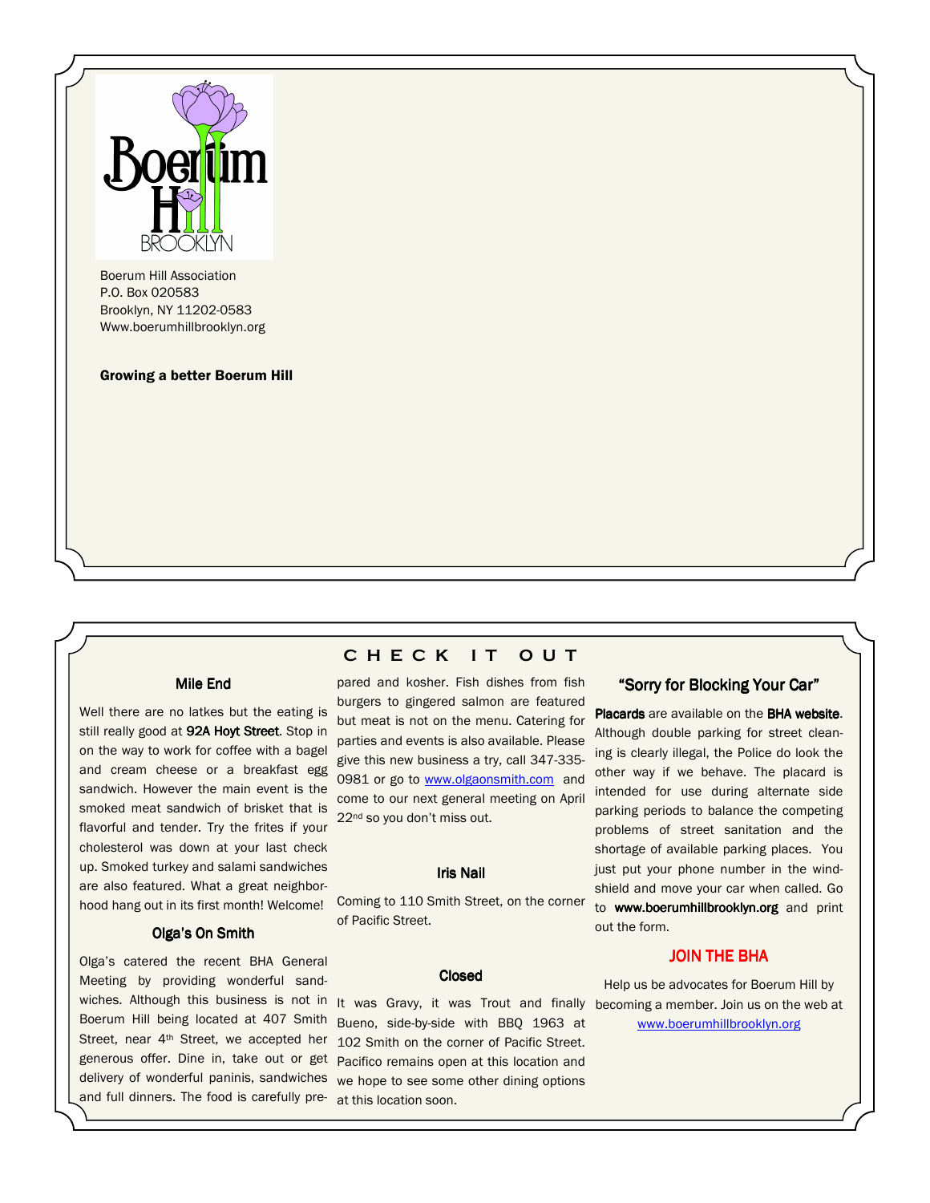Boerum Hill Association
P.O. Box 020583
Brooklyn, NY 11202-0583
Www.boerumhillbrooklyn.org

**Growing a better Boerum Hill**

# CHECK IT OUT

### Mile End

Well there are no latkes but the eating is still really good at **92A Hoyt Street**. Stop in on the way to work for coffee with a bagel and cream cheese or a breakfast egg sandwich. However the main event is the smoked meat sandwich of brisket that is flavorful and tender. Try the frites if your cholesterol was down at your last check up. Smoked turkey and salami sandwiches are also featured. What a great neighborhood hang out in its first month! Welcome!

### Olga's On Smith

Olga's catered the recent BHA General Meeting by providing wonderful sandwiches. Although this business is not in Boerum Hill being located at 407 Smith Street, near 4th Street, we accepted her generous offer. Dine in, take out or get delivery of wonderful paninis, sandwiches and full dinners. The food is carefully prepared and kosher. Fish dishes from fish burgers to gingered salmon are featured but meat is not on the menu. Catering for parties and events is also available. Please give this new business a try, call 347-335-0981 or go to www.olgaonsmith.com and come to our next general meeting on April 22nd so you don't miss out.

### Iris Nail

Coming to 110 Smith Street, on the corner of Pacific Street.

### Closed

It was Gravy, it was Trout and finally Bueno, side-by-side with BBQ 1963 at 102 Smith on the corner of Pacific Street. Pacifico remains open at this location and we hope to see some other dining options at this location soon.

### "Sorry for Blocking Your Car"

**Placards** are available on the **BHA website**. Although double parking for street cleaning is clearly illegal, the Police do look the other way if we behave. The placard is intended for use during alternate side parking periods to balance the competing problems of street sanitation and the shortage of available parking places. You just put your phone number in the windshield and move your car when called. Go to **www.boerumhillbrooklyn.org** and print out the form.

### JOIN THE BHA

Help us be advocates for Boerum Hill by becoming a member. Join us on the web at www.boerumhillbrooklyn.org